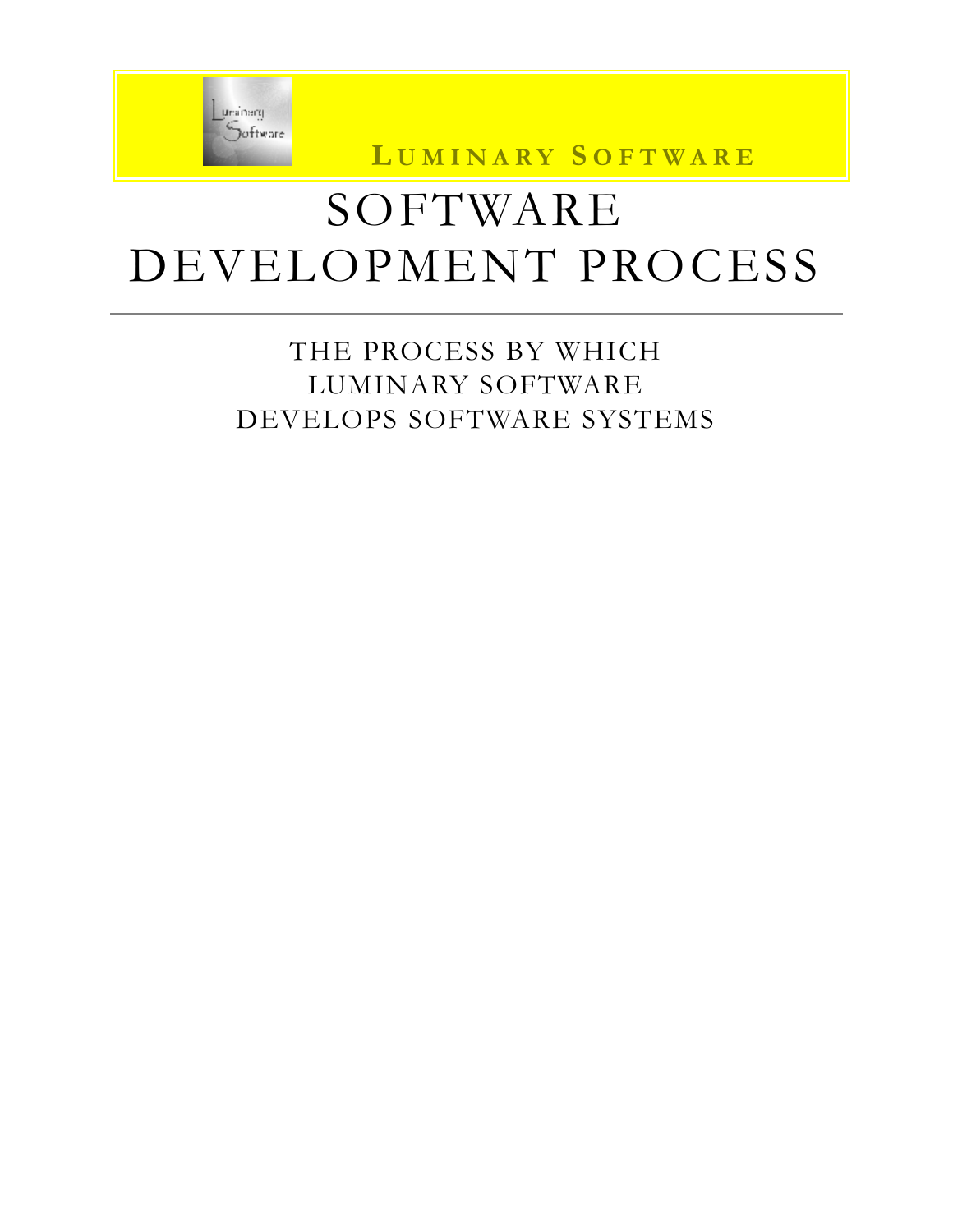**Luminary Software**

# SOFTWARE DEVELOPMENT PROCESS

---

THE PROCESS BY WHICH
LUMINARY SOFTWARE
DEVELOPS SOFTWARE SYSTEMS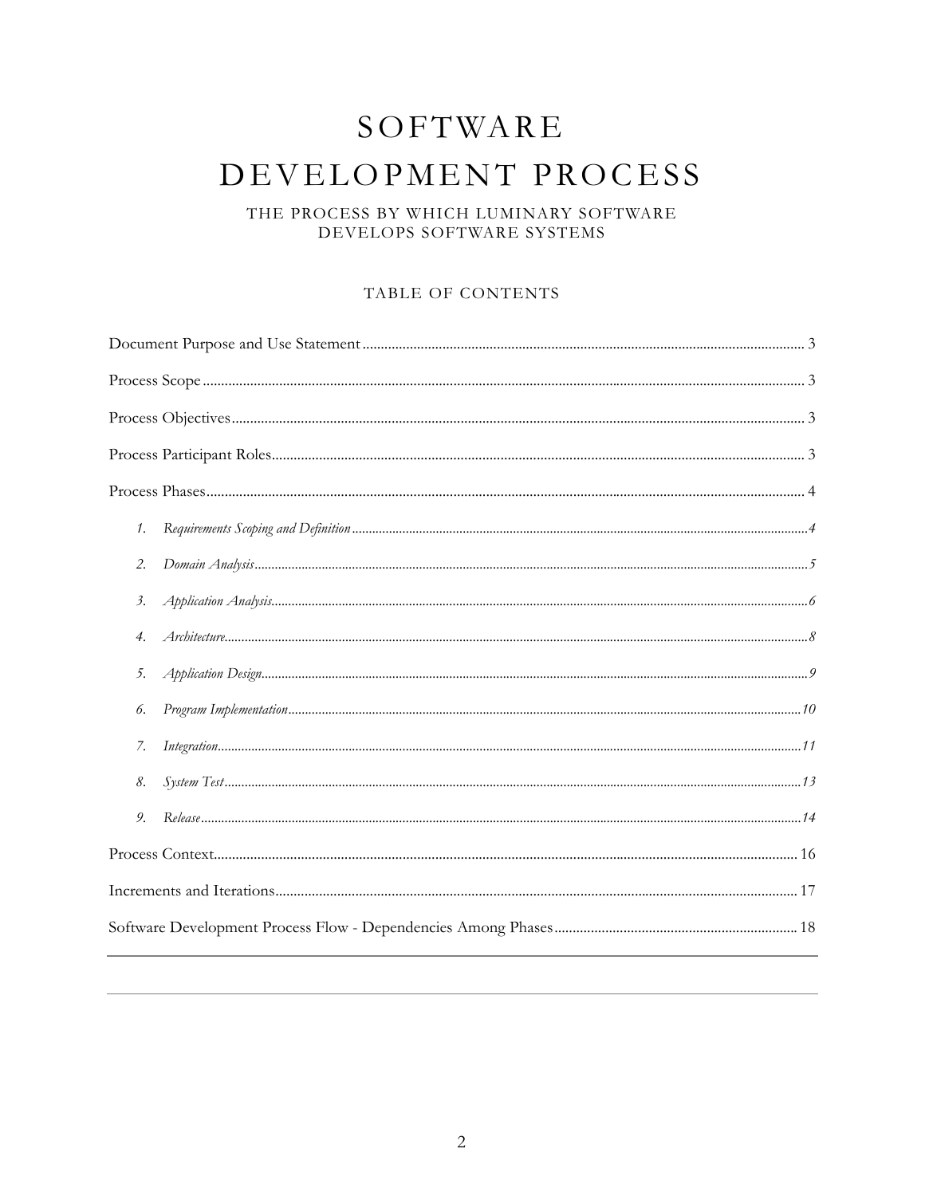# SOFTWARE DEVELOPMENT PROCESS

THE PROCESS BY WHICH LUMINARY SOFTWARE DEVELOPS SOFTWARE SYSTEMS

## TABLE OF CONTENTS

Document Purpose and Use Statement ........ 3

Process Scope ........ 3

Process Objectives ........ 3

Process Participant Roles ........ 3

Process Phases ........ 4

1. *Requirements Scoping and Definition* ........ *4*
2. *Domain Analysis* ........ *5*
3. *Application Analysis* ........ *6*
4. *Architecture* ........ *8*
5. *Application Design* ........ *9*
6. *Program Implementation* ........ *10*
7. *Integration* ........ *11*
8. *System Test* ........ *13*
9. *Release* ........ *14*

Process Context ........ 16

Increments and Iterations ........ 17

Software Development Process Flow - Dependencies Among Phases ........ 18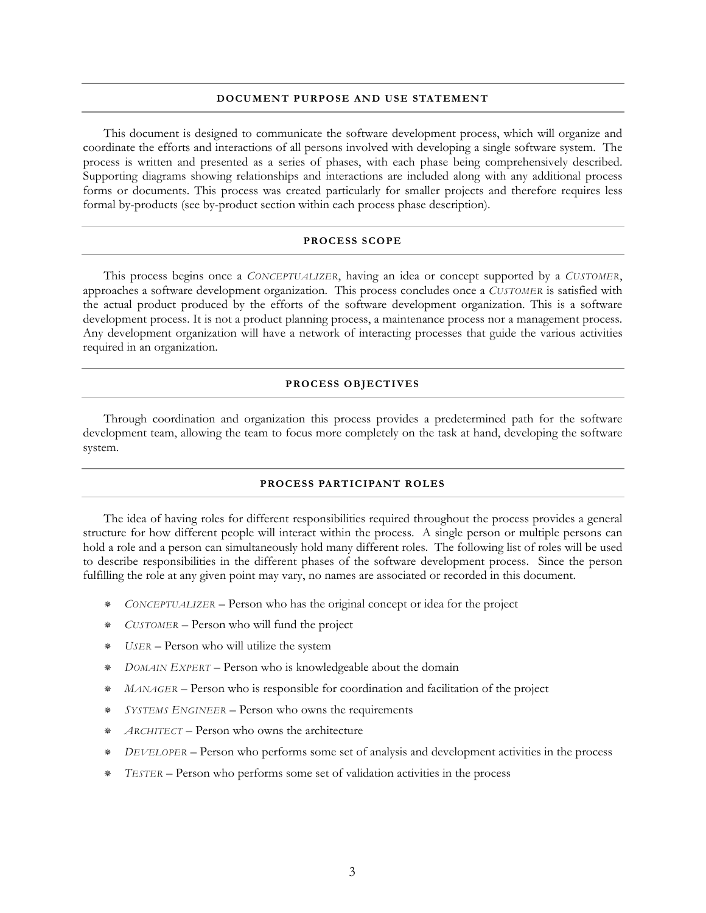## DOCUMENT PURPOSE AND USE STATEMENT

This document is designed to communicate the software development process, which will organize and coordinate the efforts and interactions of all persons involved with developing a single software system. The process is written and presented as a series of phases, with each phase being comprehensively described. Supporting diagrams showing relationships and interactions are included along with any additional process forms or documents. This process was created particularly for smaller projects and therefore requires less formal by-products (see by-product section within each process phase description).

## PROCESS SCOPE

This process begins once a *CONCEPTUALIZER*, having an idea or concept supported by a *CUSTOMER*, approaches a software development organization. This process concludes once a *CUSTOMER* is satisfied with the actual product produced by the efforts of the software development organization. This is a software development process. It is not a product planning process, a maintenance process nor a management process. Any development organization will have a network of interacting processes that guide the various activities required in an organization.

## PROCESS OBJECTIVES

Through coordination and organization this process provides a predetermined path for the software development team, allowing the team to focus more completely on the task at hand, developing the software system.

## PROCESS PARTICIPANT ROLES

The idea of having roles for different responsibilities required throughout the process provides a general structure for how different people will interact within the process. A single person or multiple persons can hold a role and a person can simultaneously hold many different roles. The following list of roles will be used to describe responsibilities in the different phases of the software development process. Since the person fulfilling the role at any given point may vary, no names are associated or recorded in this document.

- *CONCEPTUALIZER* – Person who has the original concept or idea for the project
- *CUSTOMER* – Person who will fund the project
- *USER* – Person who will utilize the system
- *DOMAIN EXPERT* – Person who is knowledgeable about the domain
- *MANAGER* – Person who is responsible for coordination and facilitation of the project
- *SYSTEMS ENGINEER* – Person who owns the requirements
- *ARCHITECT* – Person who owns the architecture
- *DEVELOPER* – Person who performs some set of analysis and development activities in the process
- *TESTER* – Person who performs some set of validation activities in the process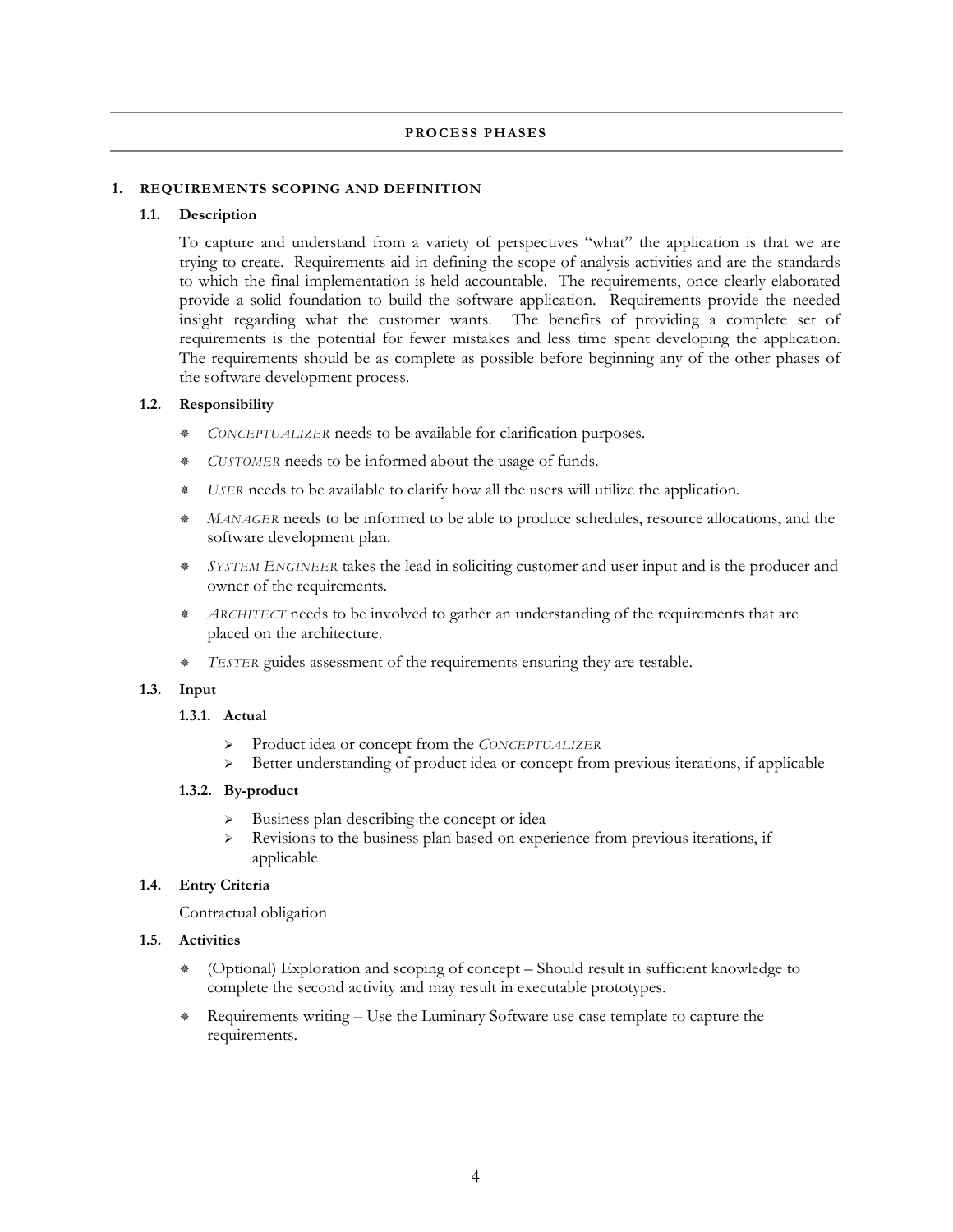## PROCESS PHASES

### 1. REQUIREMENTS SCOPING AND DEFINITION

#### 1.1. Description

To capture and understand from a variety of perspectives "what" the application is that we are trying to create. Requirements aid in defining the scope of analysis activities and are the standards to which the final implementation is held accountable. The requirements, once clearly elaborated provide a solid foundation to build the software application. Requirements provide the needed insight regarding what the customer wants. The benefits of providing a complete set of requirements is the potential for fewer mistakes and less time spent developing the application. The requirements should be as complete as possible before beginning any of the other phases of the software development process.

#### 1.2. Responsibility

- *CONCEPTUALIZER* needs to be available for clarification purposes.
- *CUSTOMER* needs to be informed about the usage of funds.
- *USER* needs to be available to clarify how all the users will utilize the application.
- *MANAGER* needs to be informed to be able to produce schedules, resource allocations, and the software development plan.
- *SYSTEM ENGINEER* takes the lead in soliciting customer and user input and is the producer and owner of the requirements.
- *ARCHITECT* needs to be involved to gather an understanding of the requirements that are placed on the architecture.
- *TESTER* guides assessment of the requirements ensuring they are testable.

#### 1.3. Input

##### 1.3.1. Actual

- Product idea or concept from the *CONCEPTUALIZER*
- Better understanding of product idea or concept from previous iterations, if applicable

##### 1.3.2. By-product

- Business plan describing the concept or idea
- Revisions to the business plan based on experience from previous iterations, if applicable

#### 1.4. Entry Criteria

Contractual obligation

#### 1.5. Activities

- (Optional) Exploration and scoping of concept – Should result in sufficient knowledge to complete the second activity and may result in executable prototypes.
- Requirements writing – Use the Luminary Software use case template to capture the requirements.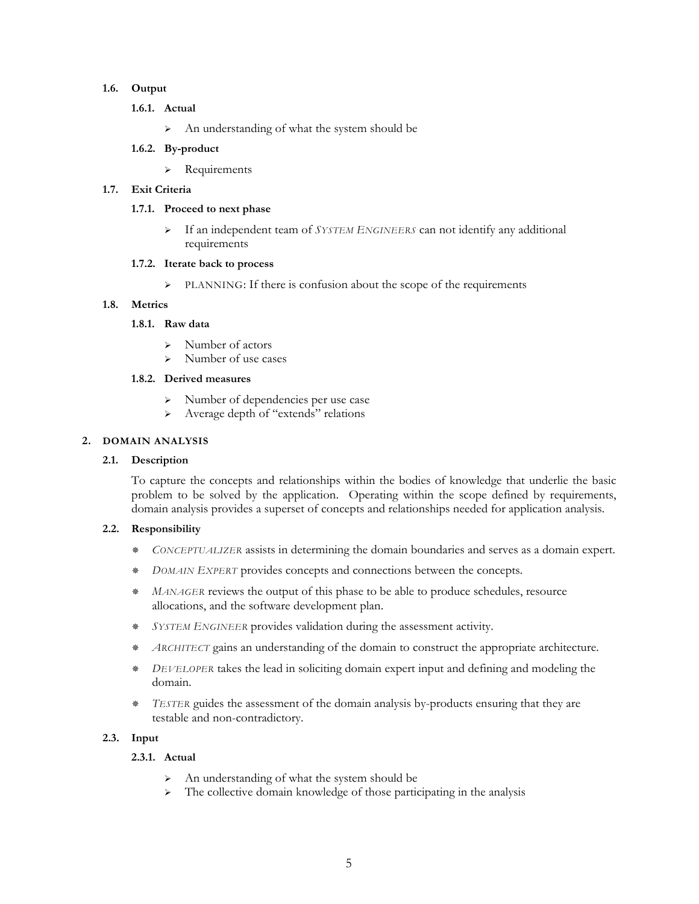### 1.6. Output

#### 1.6.1. Actual

- An understanding of what the system should be

#### 1.6.2. By-product

- Requirements

### 1.7. Exit Criteria

#### 1.7.1. Proceed to next phase

- If an independent team of *SYSTEM ENGINEERS* can not identify any additional requirements

#### 1.7.2. Iterate back to process

- PLANNING: If there is confusion about the scope of the requirements

### 1.8. Metrics

#### 1.8.1. Raw data

- Number of actors
- Number of use cases

#### 1.8.2. Derived measures

- Number of dependencies per use case
- Average depth of "extends" relations

## 2. DOMAIN ANALYSIS

### 2.1. Description

To capture the concepts and relationships within the bodies of knowledge that underlie the basic problem to be solved by the application. Operating within the scope defined by requirements, domain analysis provides a superset of concepts and relationships needed for application analysis.

### 2.2. Responsibility

- *CONCEPTUALIZER* assists in determining the domain boundaries and serves as a domain expert.
- *DOMAIN EXPERT* provides concepts and connections between the concepts.
- *MANAGER* reviews the output of this phase to be able to produce schedules, resource allocations, and the software development plan.
- *SYSTEM ENGINEER* provides validation during the assessment activity.
- *ARCHITECT* gains an understanding of the domain to construct the appropriate architecture.
- *DEVELOPER* takes the lead in soliciting domain expert input and defining and modeling the domain.
- *TESTER* guides the assessment of the domain analysis by-products ensuring that they are testable and non-contradictory.

### 2.3. Input

#### 2.3.1. Actual

- An understanding of what the system should be
- The collective domain knowledge of those participating in the analysis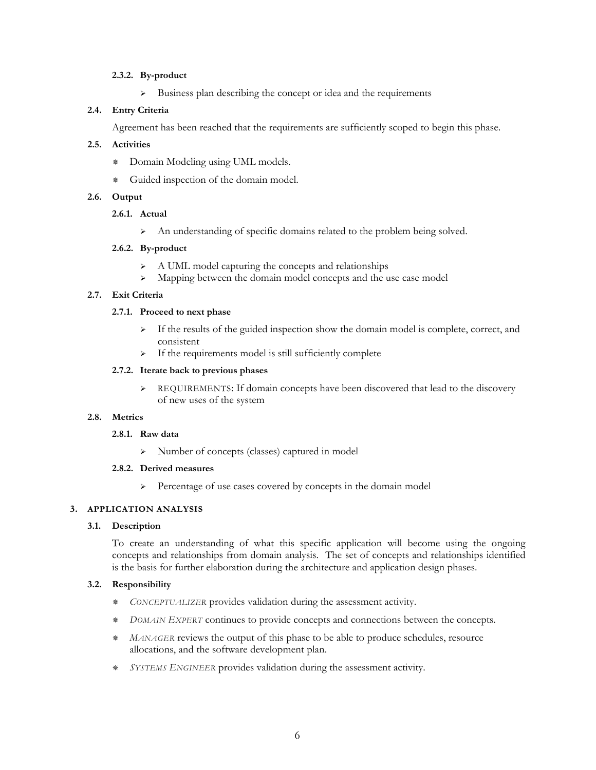#### 2.3.2. By-product

- Business plan describing the concept or idea and the requirements

### 2.4. Entry Criteria

Agreement has been reached that the requirements are sufficiently scoped to begin this phase.

### 2.5. Activities

- Domain Modeling using UML models.
- Guided inspection of the domain model.

### 2.6. Output

#### 2.6.1. Actual

- An understanding of specific domains related to the problem being solved.

#### 2.6.2. By-product

- A UML model capturing the concepts and relationships
- Mapping between the domain model concepts and the use case model

### 2.7. Exit Criteria

#### 2.7.1. Proceed to next phase

- If the results of the guided inspection show the domain model is complete, correct, and consistent
- If the requirements model is still sufficiently complete

#### 2.7.2. Iterate back to previous phases

- REQUIREMENTS: If domain concepts have been discovered that lead to the discovery of new uses of the system

### 2.8. Metrics

#### 2.8.1. Raw data

- Number of concepts (classes) captured in model

#### 2.8.2. Derived measures

- Percentage of use cases covered by concepts in the domain model

## 3. APPLICATION ANALYSIS

### 3.1. Description

To create an understanding of what this specific application will become using the ongoing concepts and relationships from domain analysis. The set of concepts and relationships identified is the basis for further elaboration during the architecture and application design phases.

### 3.2. Responsibility

- *CONCEPTUALIZER* provides validation during the assessment activity.
- *DOMAIN EXPERT* continues to provide concepts and connections between the concepts.
- *MANAGER* reviews the output of this phase to be able to produce schedules, resource allocations, and the software development plan.
- *SYSTEMS ENGINEER* provides validation during the assessment activity.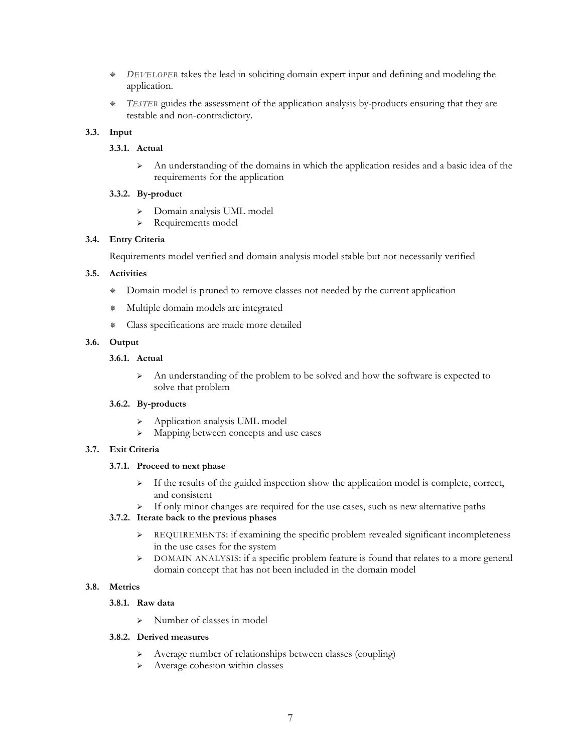- *DEVELOPER* takes the lead in soliciting domain expert input and defining and modeling the application.
- *TESTER* guides the assessment of the application analysis by-products ensuring that they are testable and non-contradictory.

### 3.3. Input

#### 3.3.1. Actual

- An understanding of the domains in which the application resides and a basic idea of the requirements for the application

#### 3.3.2. By-product

- Domain analysis UML model
- Requirements model

### 3.4. Entry Criteria

Requirements model verified and domain analysis model stable but not necessarily verified

### 3.5. Activities

- Domain model is pruned to remove classes not needed by the current application
- Multiple domain models are integrated
- Class specifications are made more detailed

### 3.6. Output

#### 3.6.1. Actual

- An understanding of the problem to be solved and how the software is expected to solve that problem

#### 3.6.2. By-products

- Application analysis UML model
- Mapping between concepts and use cases

### 3.7. Exit Criteria

#### 3.7.1. Proceed to next phase

- If the results of the guided inspection show the application model is complete, correct, and consistent
- If only minor changes are required for the use cases, such as new alternative paths

#### 3.7.2. Iterate back to the previous phases

- REQUIREMENTS: if examining the specific problem revealed significant incompleteness in the use cases for the system
- DOMAIN ANALYSIS: if a specific problem feature is found that relates to a more general domain concept that has not been included in the domain model

### 3.8. Metrics

#### 3.8.1. Raw data

- Number of classes in model

#### 3.8.2. Derived measures

- Average number of relationships between classes (coupling)
- Average cohesion within classes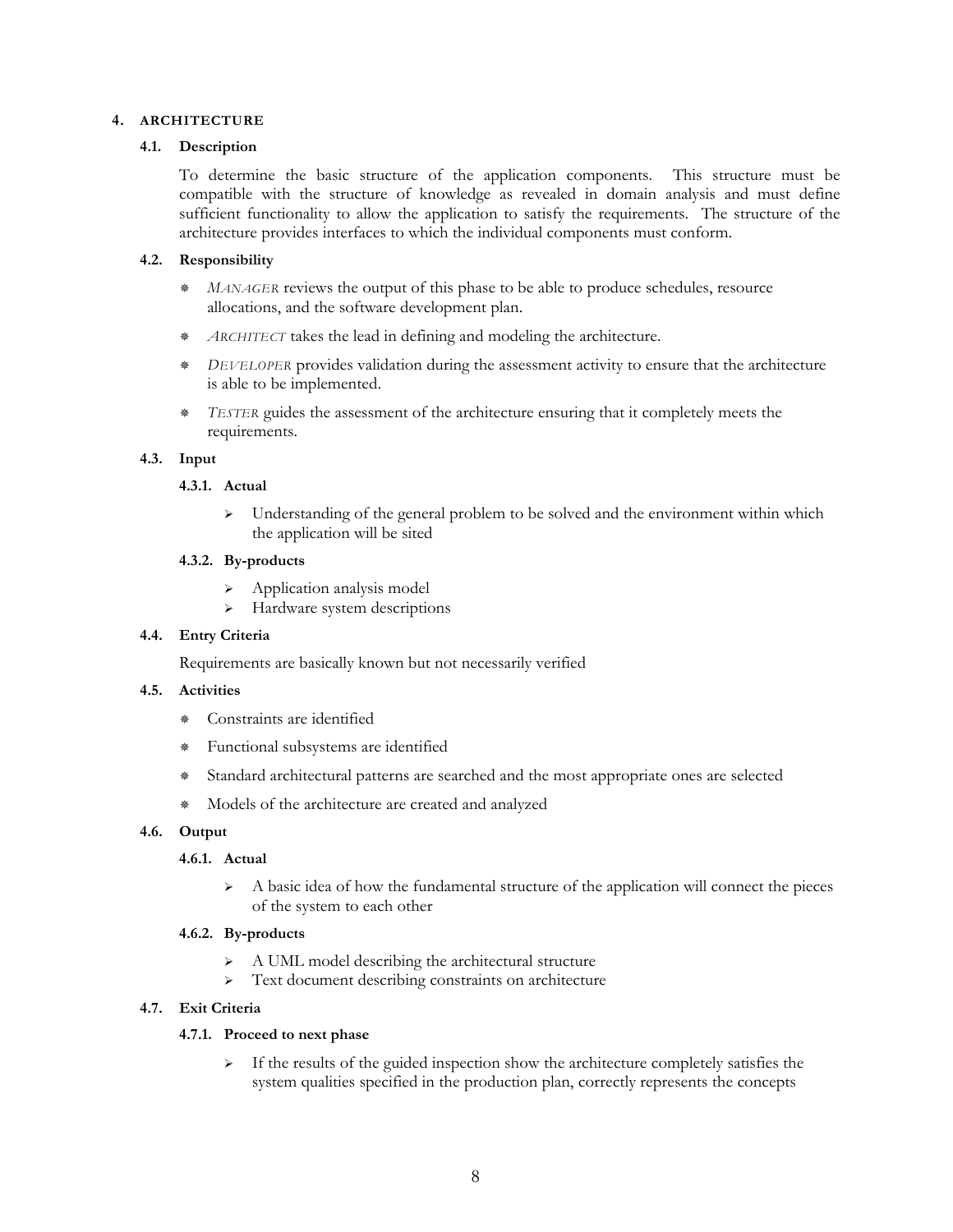# 4. ARCHITECTURE

## 4.1. Description

To determine the basic structure of the application components. This structure must be compatible with the structure of knowledge as revealed in domain analysis and must define sufficient functionality to allow the application to satisfy the requirements. The structure of the architecture provides interfaces to which the individual components must conform.

## 4.2. Responsibility

- *MANAGER* reviews the output of this phase to be able to produce schedules, resource allocations, and the software development plan.
- *ARCHITECT* takes the lead in defining and modeling the architecture.
- *DEVELOPER* provides validation during the assessment activity to ensure that the architecture is able to be implemented.
- *TESTER* guides the assessment of the architecture ensuring that it completely meets the requirements.

## 4.3. Input

### 4.3.1. Actual

- Understanding of the general problem to be solved and the environment within which the application will be sited

### 4.3.2. By-products

- Application analysis model
- Hardware system descriptions

## 4.4. Entry Criteria

Requirements are basically known but not necessarily verified

## 4.5. Activities

- Constraints are identified
- Functional subsystems are identified
- Standard architectural patterns are searched and the most appropriate ones are selected
- Models of the architecture are created and analyzed

## 4.6. Output

### 4.6.1. Actual

- A basic idea of how the fundamental structure of the application will connect the pieces of the system to each other

### 4.6.2. By-products

- A UML model describing the architectural structure
- Text document describing constraints on architecture

## 4.7. Exit Criteria

### 4.7.1. Proceed to next phase

- If the results of the guided inspection show the architecture completely satisfies the system qualities specified in the production plan, correctly represents the concepts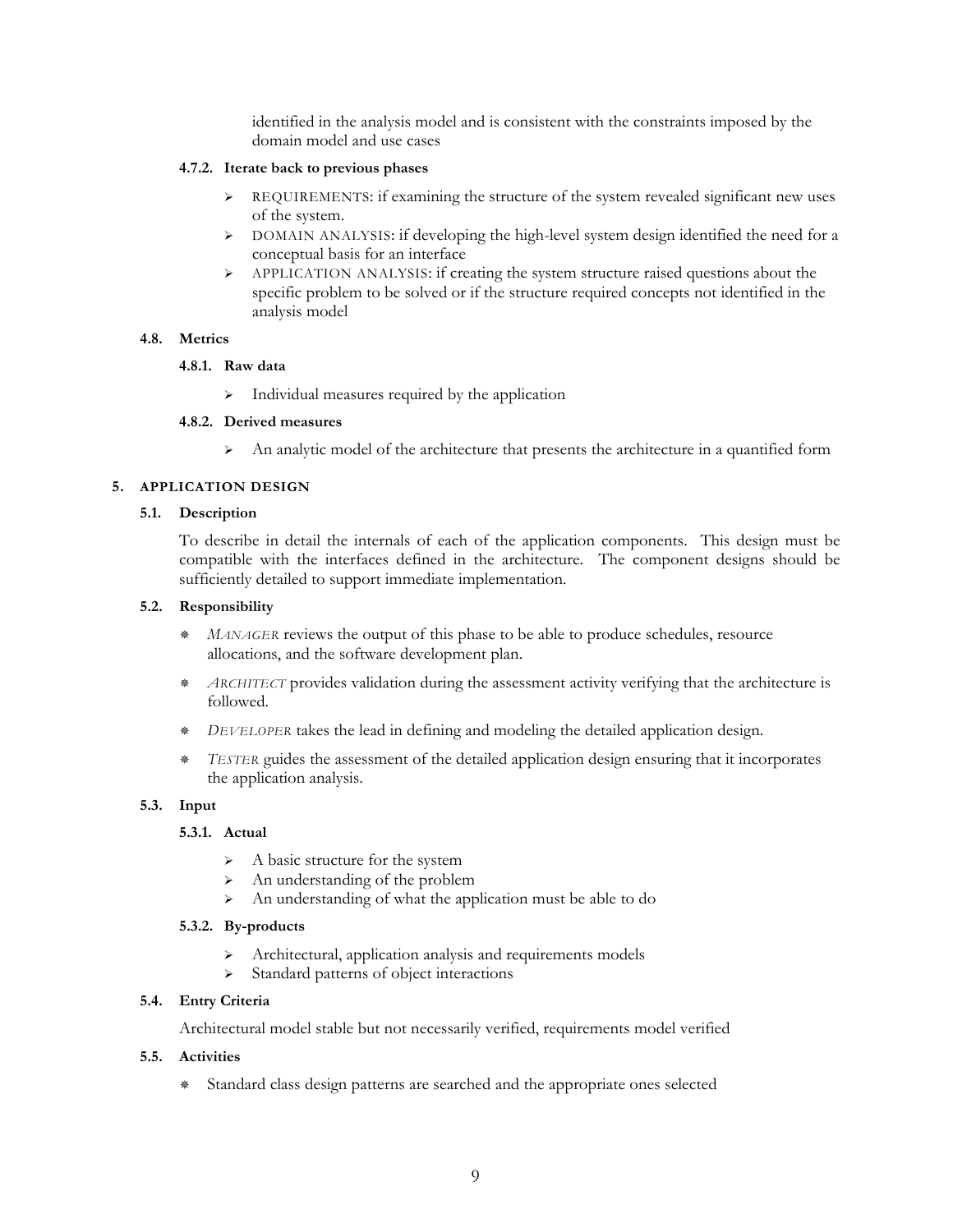identified in the analysis model and is consistent with the constraints imposed by the domain model and use cases

#### 4.7.2. Iterate back to previous phases

- REQUIREMENTS: if examining the structure of the system revealed significant new uses of the system.
- DOMAIN ANALYSIS: if developing the high-level system design identified the need for a conceptual basis for an interface
- APPLICATION ANALYSIS: if creating the system structure raised questions about the specific problem to be solved or if the structure required concepts not identified in the analysis model

### 4.8. Metrics

#### 4.8.1. Raw data

- Individual measures required by the application

#### 4.8.2. Derived measures

- An analytic model of the architecture that presents the architecture in a quantified form

## 5. APPLICATION DESIGN

### 5.1. Description

To describe in detail the internals of each of the application components. This design must be compatible with the interfaces defined in the architecture. The component designs should be sufficiently detailed to support immediate implementation.

### 5.2. Responsibility

- *MANAGER* reviews the output of this phase to be able to produce schedules, resource allocations, and the software development plan.
- *ARCHITECT* provides validation during the assessment activity verifying that the architecture is followed.
- *DEVELOPER* takes the lead in defining and modeling the detailed application design.
- *TESTER* guides the assessment of the detailed application design ensuring that it incorporates the application analysis.

### 5.3. Input

#### 5.3.1. Actual

- A basic structure for the system
- An understanding of the problem
- An understanding of what the application must be able to do

#### 5.3.2. By-products

- Architectural, application analysis and requirements models
- Standard patterns of object interactions

### 5.4. Entry Criteria

Architectural model stable but not necessarily verified, requirements model verified

### 5.5. Activities

- Standard class design patterns are searched and the appropriate ones selected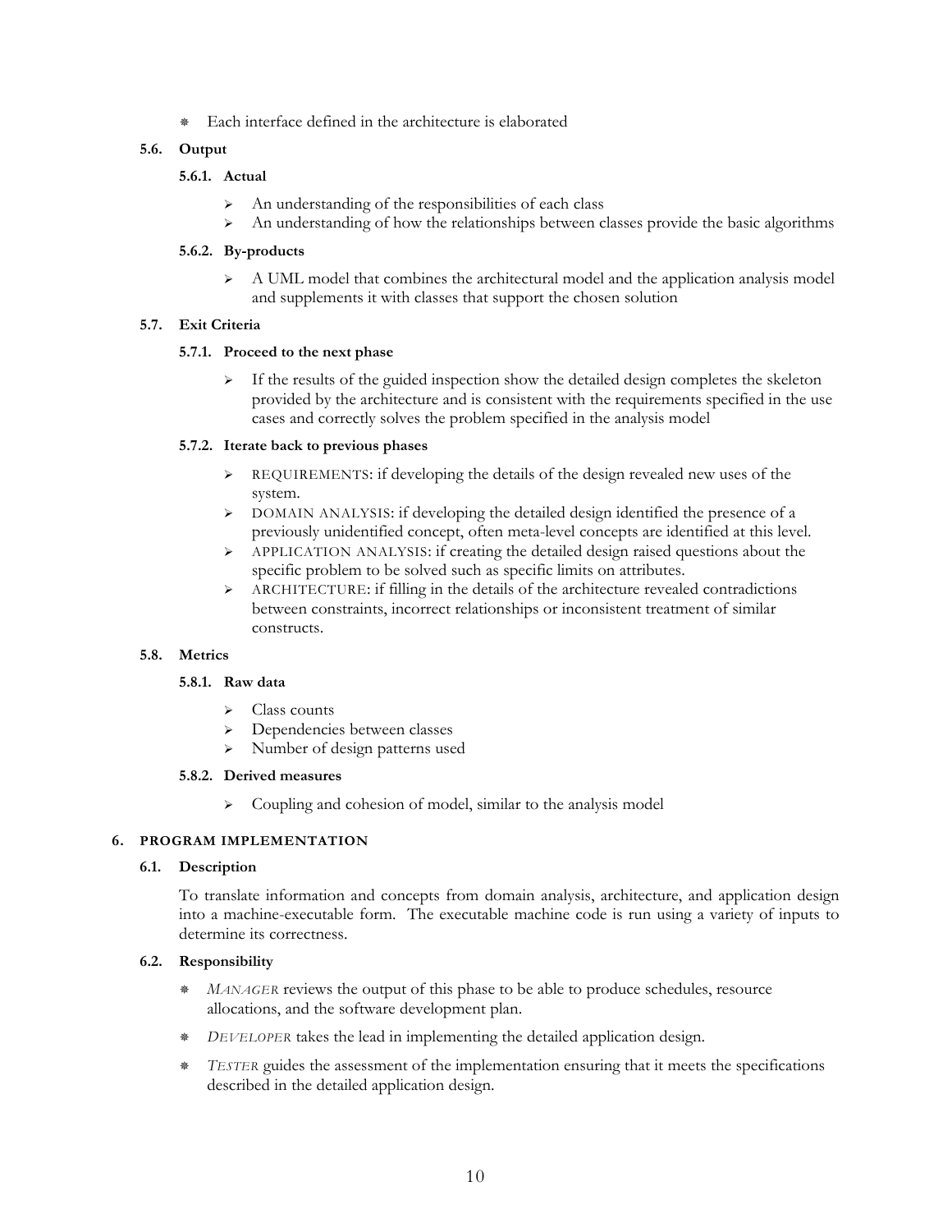- Each interface defined in the architecture is elaborated

### 5.6. Output

#### 5.6.1. Actual

- An understanding of the responsibilities of each class
- An understanding of how the relationships between classes provide the basic algorithms

#### 5.6.2. By-products

- A UML model that combines the architectural model and the application analysis model and supplements it with classes that support the chosen solution

### 5.7. Exit Criteria

#### 5.7.1. Proceed to the next phase

- If the results of the guided inspection show the detailed design completes the skeleton provided by the architecture and is consistent with the requirements specified in the use cases and correctly solves the problem specified in the analysis model

#### 5.7.2. Iterate back to previous phases

- REQUIREMENTS: if developing the details of the design revealed new uses of the system.
- DOMAIN ANALYSIS: if developing the detailed design identified the presence of a previously unidentified concept, often meta-level concepts are identified at this level.
- APPLICATION ANALYSIS: if creating the detailed design raised questions about the specific problem to be solved such as specific limits on attributes.
- ARCHITECTURE: if filling in the details of the architecture revealed contradictions between constraints, incorrect relationships or inconsistent treatment of similar constructs.

### 5.8. Metrics

#### 5.8.1. Raw data

- Class counts
- Dependencies between classes
- Number of design patterns used

#### 5.8.2. Derived measures

- Coupling and cohesion of model, similar to the analysis model

## 6. PROGRAM IMPLEMENTATION

### 6.1. Description

To translate information and concepts from domain analysis, architecture, and application design into a machine-executable form. The executable machine code is run using a variety of inputs to determine its correctness.

### 6.2. Responsibility

- *MANAGER* reviews the output of this phase to be able to produce schedules, resource allocations, and the software development plan.
- *DEVELOPER* takes the lead in implementing the detailed application design.
- *TESTER* guides the assessment of the implementation ensuring that it meets the specifications described in the detailed application design.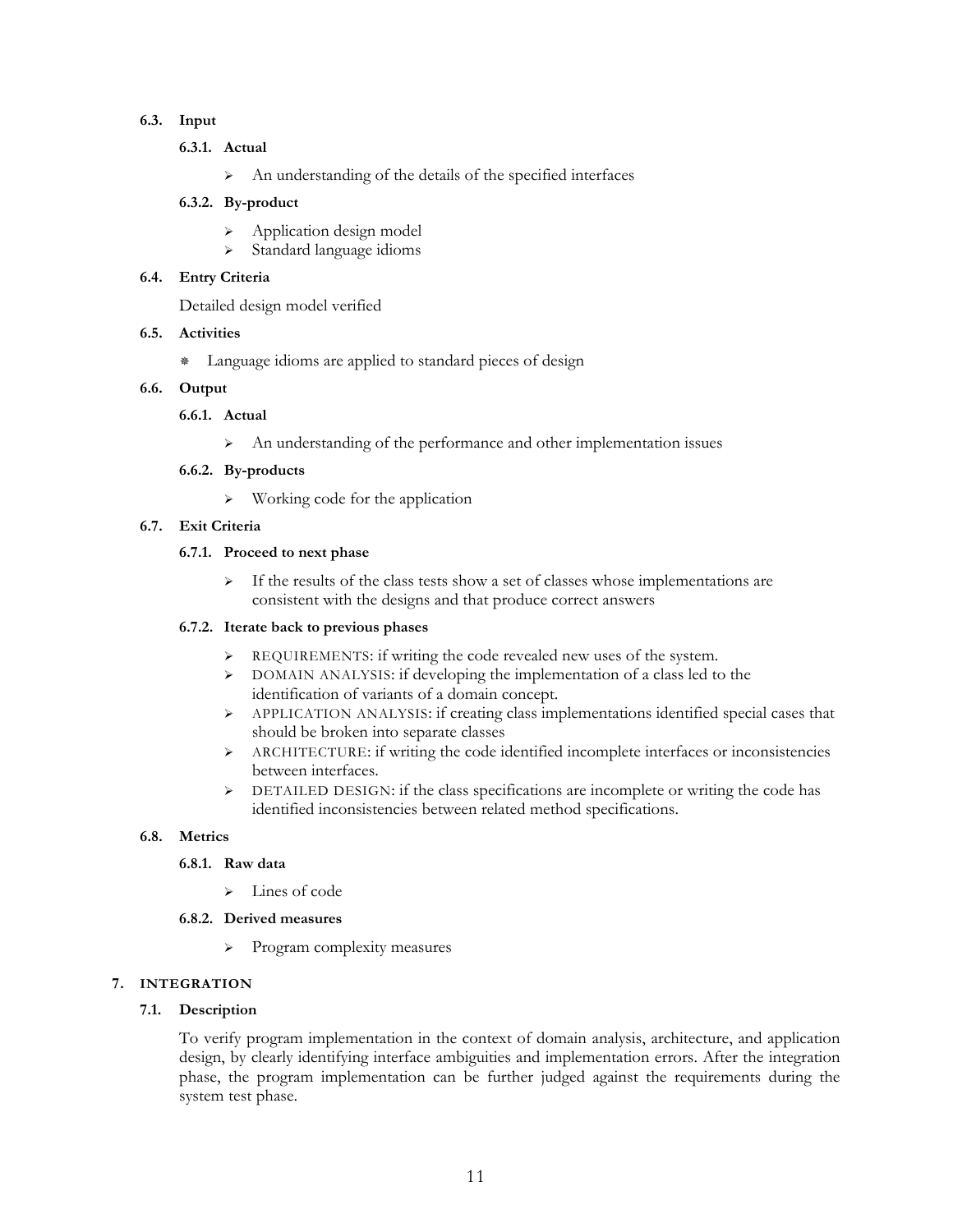### 6.3. Input

#### 6.3.1. Actual

- An understanding of the details of the specified interfaces

#### 6.3.2. By-product

- Application design model
- Standard language idioms

### 6.4. Entry Criteria

Detailed design model verified

### 6.5. Activities

- Language idioms are applied to standard pieces of design

### 6.6. Output

#### 6.6.1. Actual

- An understanding of the performance and other implementation issues

#### 6.6.2. By-products

- Working code for the application

### 6.7. Exit Criteria

#### 6.7.1. Proceed to next phase

- If the results of the class tests show a set of classes whose implementations are consistent with the designs and that produce correct answers

#### 6.7.2. Iterate back to previous phases

- REQUIREMENTS: if writing the code revealed new uses of the system.
- DOMAIN ANALYSIS: if developing the implementation of a class led to the identification of variants of a domain concept.
- APPLICATION ANALYSIS: if creating class implementations identified special cases that should be broken into separate classes
- ARCHITECTURE: if writing the code identified incomplete interfaces or inconsistencies between interfaces.
- DETAILED DESIGN: if the class specifications are incomplete or writing the code has identified inconsistencies between related method specifications.

### 6.8. Metrics

#### 6.8.1. Raw data

- Lines of code

#### 6.8.2. Derived measures

- Program complexity measures

## 7. INTEGRATION

### 7.1. Description

To verify program implementation in the context of domain analysis, architecture, and application design, by clearly identifying interface ambiguities and implementation errors. After the integration phase, the program implementation can be further judged against the requirements during the system test phase.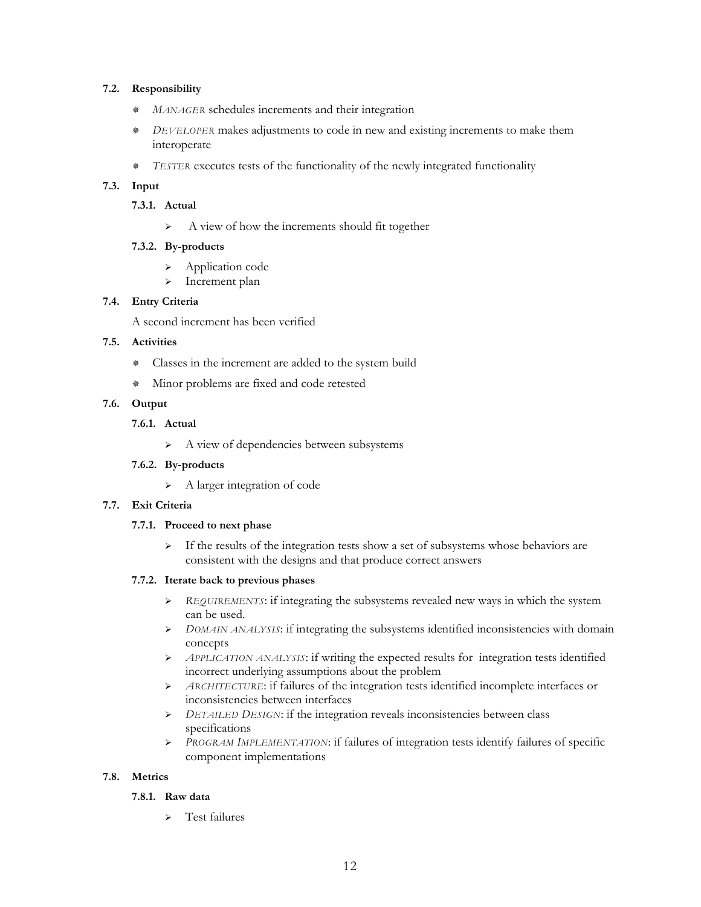### 7.2. Responsibility

- *MANAGER* schedules increments and their integration
- *DEVELOPER* makes adjustments to code in new and existing increments to make them interoperate
- *TESTER* executes tests of the functionality of the newly integrated functionality

### 7.3. Input

#### 7.3.1. Actual

- A view of how the increments should fit together

#### 7.3.2. By-products

- Application code
- Increment plan

### 7.4. Entry Criteria

A second increment has been verified

### 7.5. Activities

- Classes in the increment are added to the system build
- Minor problems are fixed and code retested

### 7.6. Output

#### 7.6.1. Actual

- A view of dependencies between subsystems

#### 7.6.2. By-products

- A larger integration of code

### 7.7. Exit Criteria

#### 7.7.1. Proceed to next phase

- If the results of the integration tests show a set of subsystems whose behaviors are consistent with the designs and that produce correct answers

#### 7.7.2. Iterate back to previous phases

- *REQUIREMENTS*: if integrating the subsystems revealed new ways in which the system can be used.
- *DOMAIN ANALYSIS*: if integrating the subsystems identified inconsistencies with domain concepts
- *APPLICATION ANALYSIS*: if writing the expected results for integration tests identified incorrect underlying assumptions about the problem
- *ARCHITECTURE*: if failures of the integration tests identified incomplete interfaces or inconsistencies between interfaces
- *DETAILED DESIGN*: if the integration reveals inconsistencies between class specifications
- *PROGRAM IMPLEMENTATION*: if failures of integration tests identify failures of specific component implementations

### 7.8. Metrics

#### 7.8.1. Raw data

- Test failures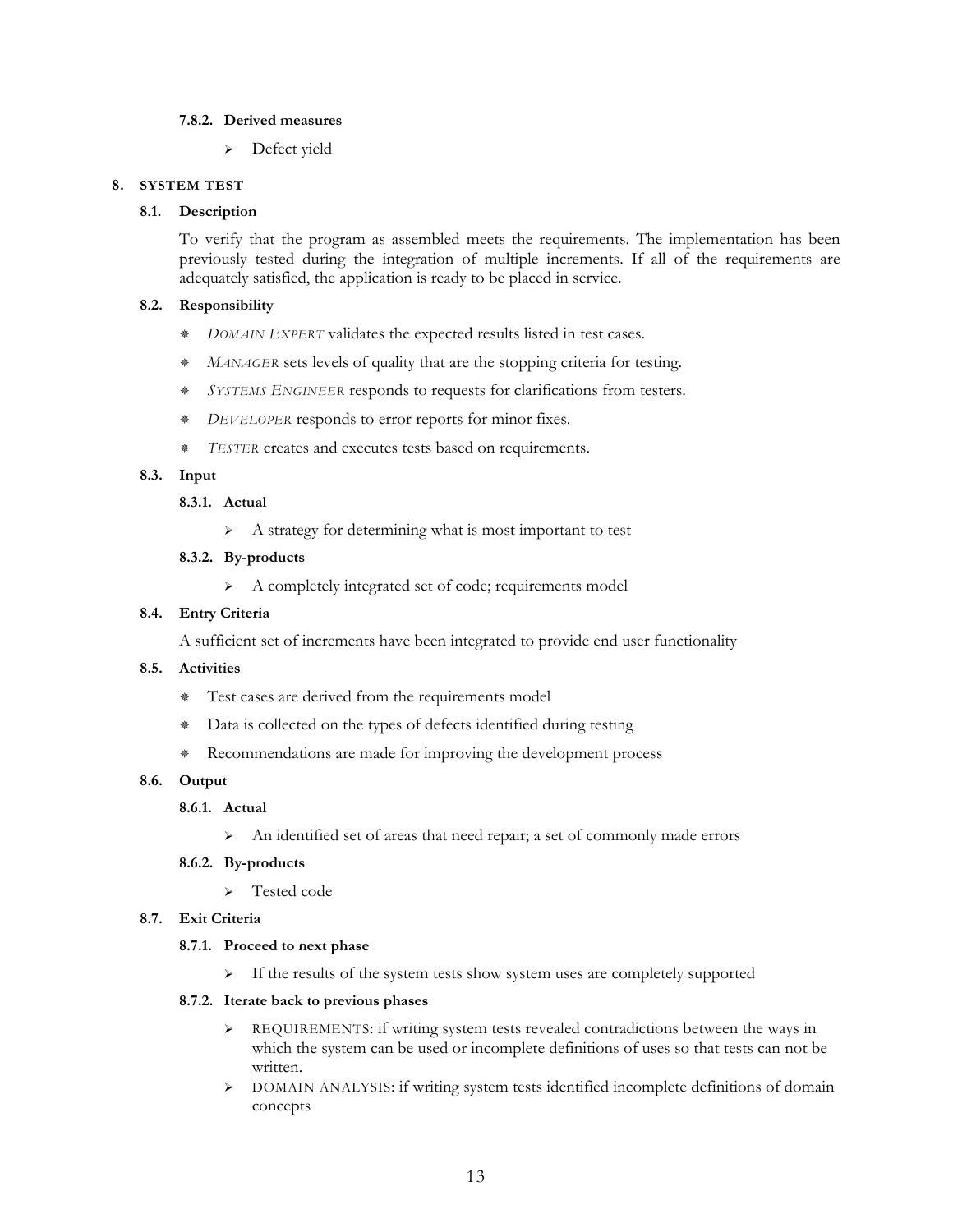#### 7.8.2. Derived measures

- Defect yield

## 8. SYSTEM TEST

### 8.1. Description

To verify that the program as assembled meets the requirements. The implementation has been previously tested during the integration of multiple increments. If all of the requirements are adequately satisfied, the application is ready to be placed in service.

### 8.2. Responsibility

- *DOMAIN EXPERT* validates the expected results listed in test cases.
- *MANAGER* sets levels of quality that are the stopping criteria for testing.
- *SYSTEMS ENGINEER* responds to requests for clarifications from testers.
- *DEVELOPER* responds to error reports for minor fixes.
- *TESTER* creates and executes tests based on requirements.

### 8.3. Input

#### 8.3.1. Actual

- A strategy for determining what is most important to test

#### 8.3.2. By-products

- A completely integrated set of code; requirements model

### 8.4. Entry Criteria

A sufficient set of increments have been integrated to provide end user functionality

### 8.5. Activities

- Test cases are derived from the requirements model
- Data is collected on the types of defects identified during testing
- Recommendations are made for improving the development process

### 8.6. Output

#### 8.6.1. Actual

- An identified set of areas that need repair; a set of commonly made errors

#### 8.6.2. By-products

- Tested code

### 8.7. Exit Criteria

#### 8.7.1. Proceed to next phase

- If the results of the system tests show system uses are completely supported

#### 8.7.2. Iterate back to previous phases

- REQUIREMENTS: if writing system tests revealed contradictions between the ways in which the system can be used or incomplete definitions of uses so that tests can not be written.
- DOMAIN ANALYSIS: if writing system tests identified incomplete definitions of domain concepts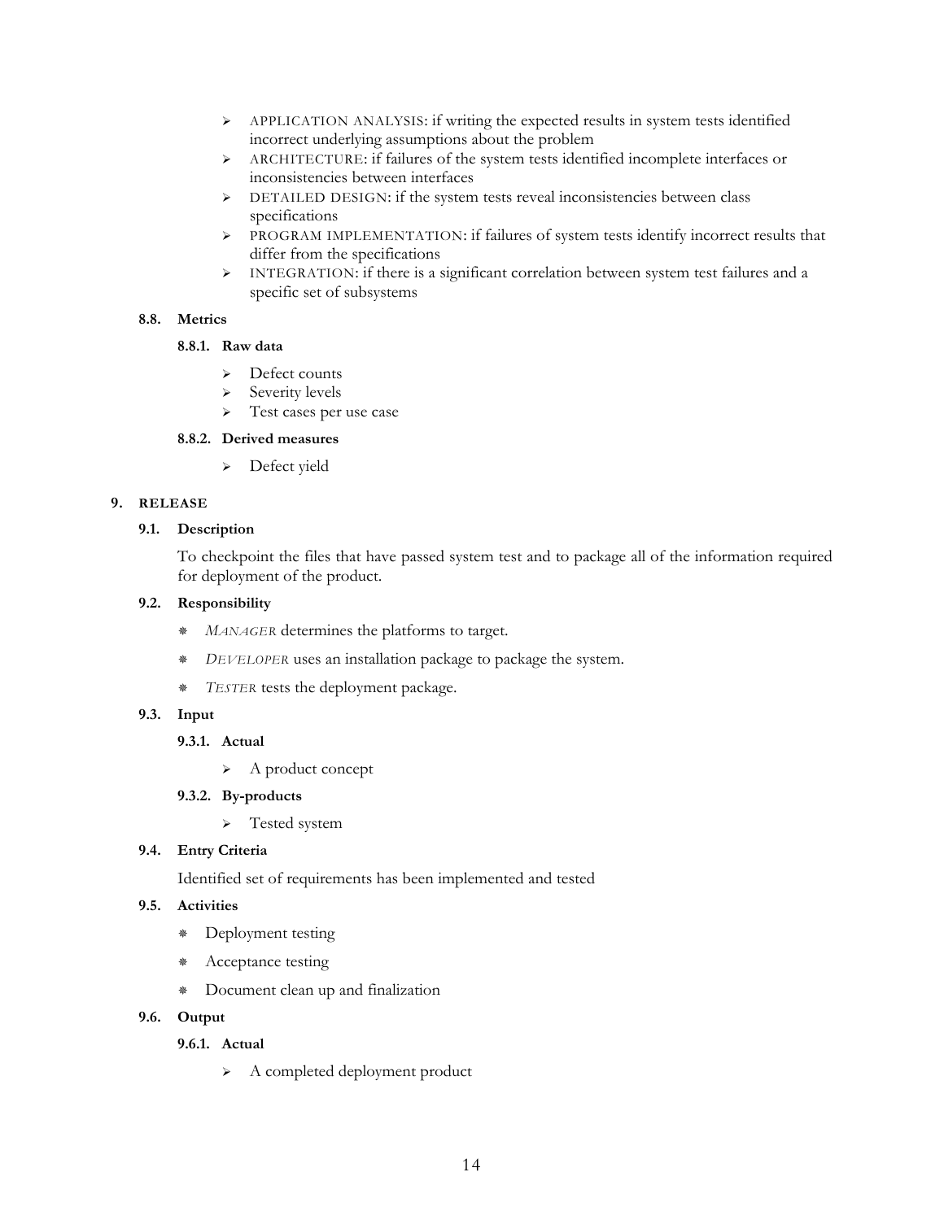- APPLICATION ANALYSIS: if writing the expected results in system tests identified incorrect underlying assumptions about the problem
- ARCHITECTURE: if failures of the system tests identified incomplete interfaces or inconsistencies between interfaces
- DETAILED DESIGN: if the system tests reveal inconsistencies between class specifications
- PROGRAM IMPLEMENTATION: if failures of system tests identify incorrect results that differ from the specifications
- INTEGRATION: if there is a significant correlation between system test failures and a specific set of subsystems

### 8.8. Metrics

#### 8.8.1. Raw data

- Defect counts
- Severity levels
- Test cases per use case

#### 8.8.2. Derived measures

- Defect yield

## 9. RELEASE

### 9.1. Description

To checkpoint the files that have passed system test and to package all of the information required for deployment of the product.

### 9.2. Responsibility

- *MANAGER* determines the platforms to target.
- *DEVELOPER* uses an installation package to package the system.
- *TESTER* tests the deployment package.

### 9.3. Input

#### 9.3.1. Actual

- A product concept

#### 9.3.2. By-products

- Tested system

### 9.4. Entry Criteria

Identified set of requirements has been implemented and tested

### 9.5. Activities

- Deployment testing
- Acceptance testing
- Document clean up and finalization

### 9.6. Output

#### 9.6.1. Actual

- A completed deployment product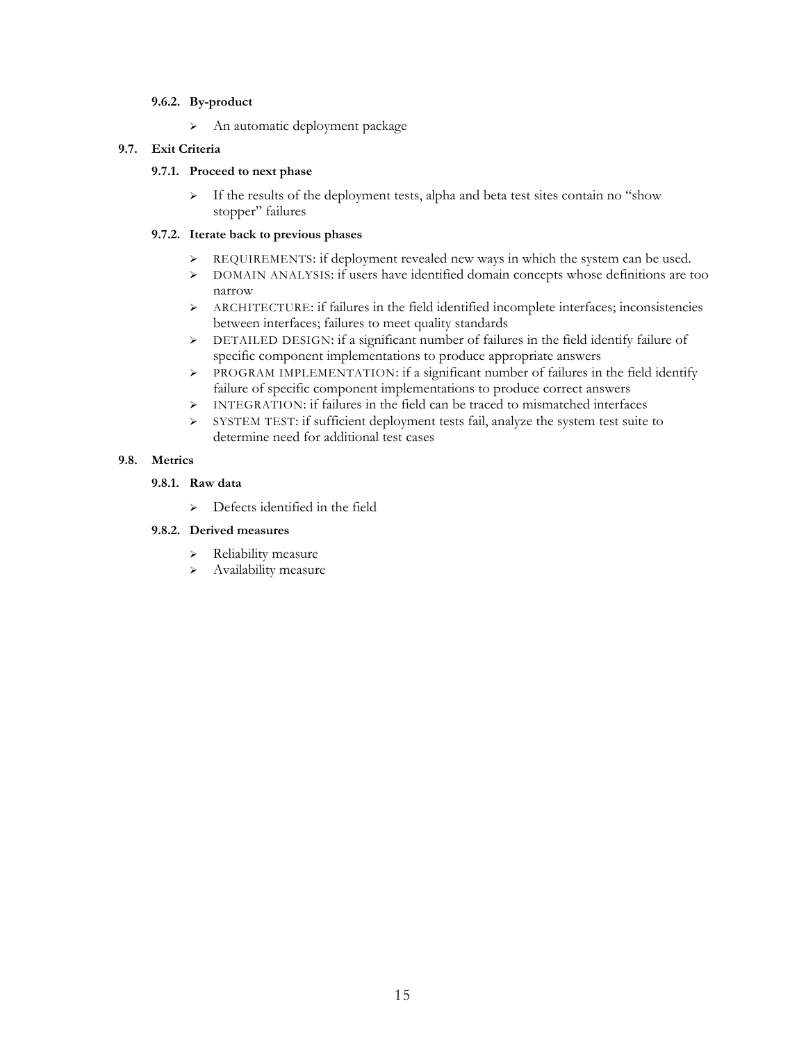#### 9.6.2. By-product

- An automatic deployment package

### 9.7. Exit Criteria

#### 9.7.1. Proceed to next phase

- If the results of the deployment tests, alpha and beta test sites contain no "show stopper" failures

#### 9.7.2. Iterate back to previous phases

- REQUIREMENTS: if deployment revealed new ways in which the system can be used.
- DOMAIN ANALYSIS: if users have identified domain concepts whose definitions are too narrow
- ARCHITECTURE: if failures in the field identified incomplete interfaces; inconsistencies between interfaces; failures to meet quality standards
- DETAILED DESIGN: if a significant number of failures in the field identify failure of specific component implementations to produce appropriate answers
- PROGRAM IMPLEMENTATION: if a significant number of failures in the field identify failure of specific component implementations to produce correct answers
- INTEGRATION: if failures in the field can be traced to mismatched interfaces
- SYSTEM TEST: if sufficient deployment tests fail, analyze the system test suite to determine need for additional test cases

### 9.8. Metrics

#### 9.8.1. Raw data

- Defects identified in the field

#### 9.8.2. Derived measures

- Reliability measure
- Availability measure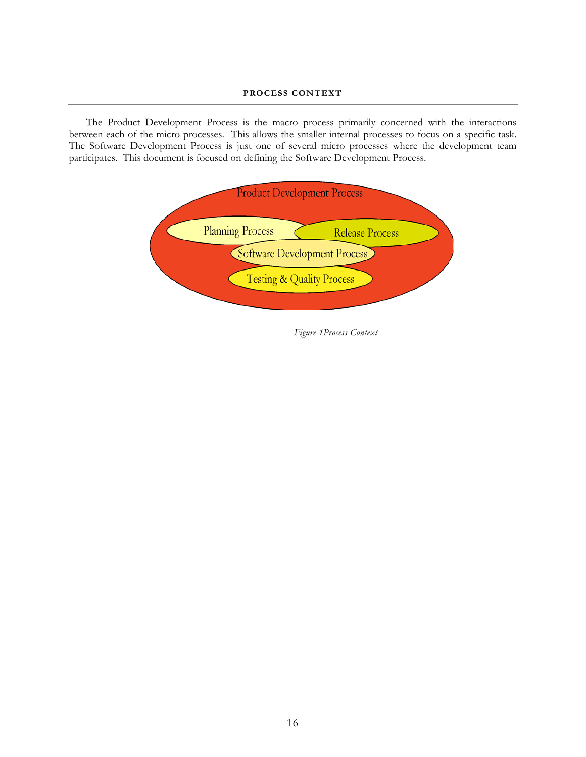## PROCESS CONTEXT

The Product Development Process is the macro process primarily concerned with the interactions between each of the micro processes. This allows the smaller internal processes to focus on a specific task. The Software Development Process is just one of several micro processes where the development team participates. This document is focused on defining the Software Development Process.

Product Development Process

Planning Process

Release Process

Software Development Process

Testing & Quality Process

*Figure 1Process Context*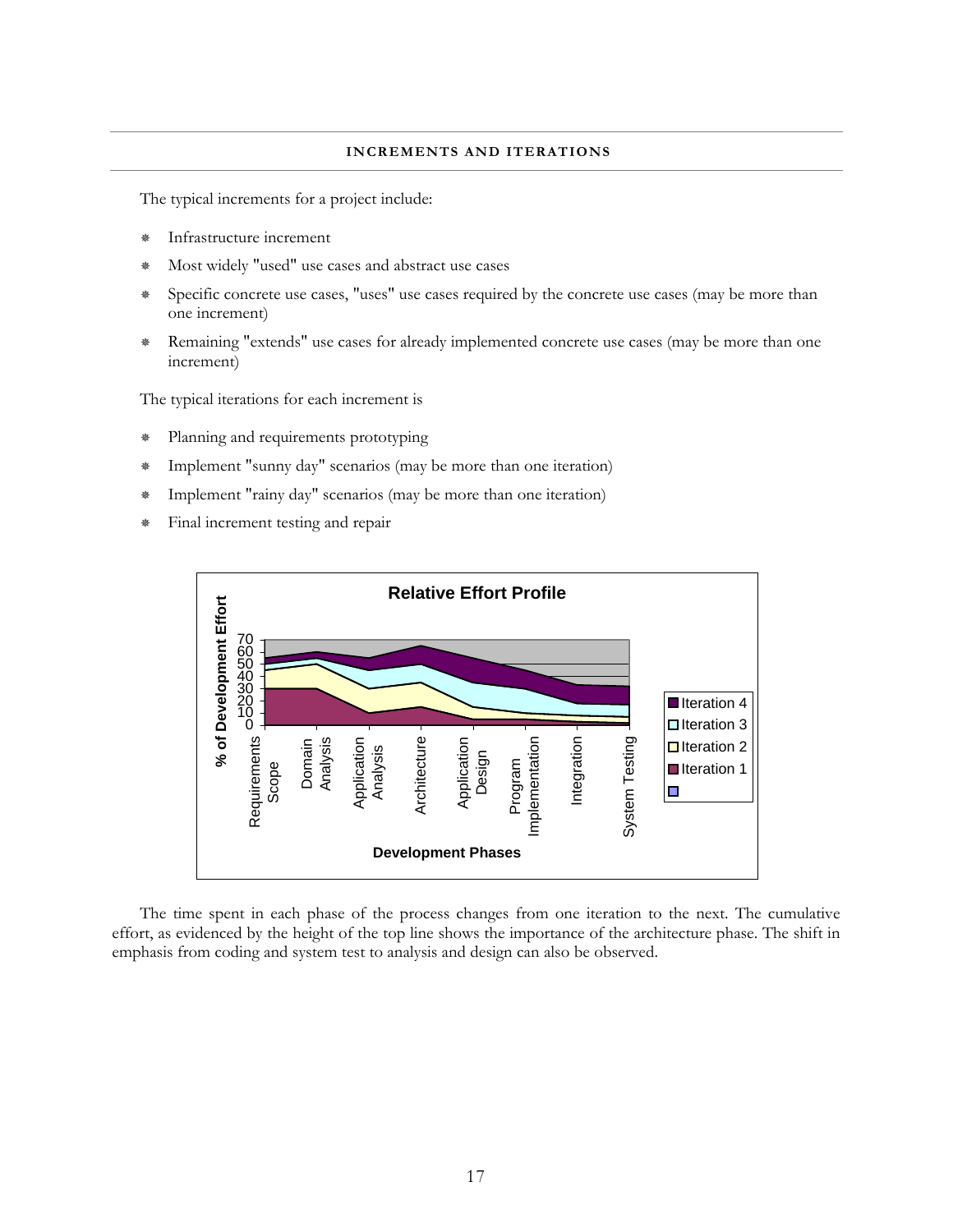## INCREMENTS AND ITERATIONS

The typical increments for a project include:

- Infrastructure increment
- Most widely "used" use cases and abstract use cases
- Specific concrete use cases, "uses" use cases required by the concrete use cases (may be more than one increment)
- Remaining "extends" use cases for already implemented concrete use cases (may be more than one increment)

The typical iterations for each increment is

- Planning and requirements prototyping
- Implement "sunny day" scenarios (may be more than one iteration)
- Implement "rainy day" scenarios (may be more than one iteration)
- Final increment testing and repair

The time spent in each phase of the process changes from one iteration to the next. The cumulative effort, as evidenced by the height of the top line shows the importance of the architecture phase. The shift in emphasis from coding and system test to analysis and design can also be observed.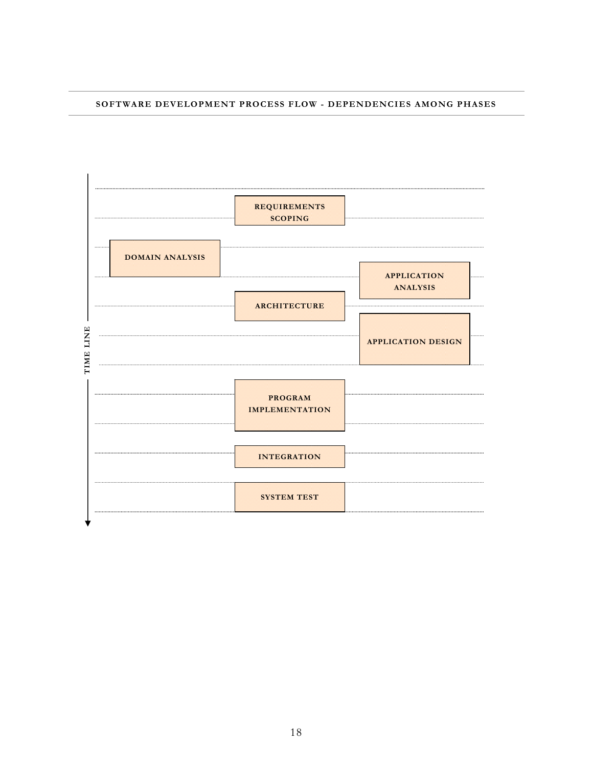**SOFTWARE DEVELOPMENT PROCESS FLOW - DEPENDENCIES AMONG PHASES**

TIME LINE

REQUIREMENTS SCOPING

DOMAIN ANALYSIS

APPLICATION ANALYSIS

ARCHITECTURE

APPLICATION DESIGN

PROGRAM IMPLEMENTATION

INTEGRATION

SYSTEM TEST